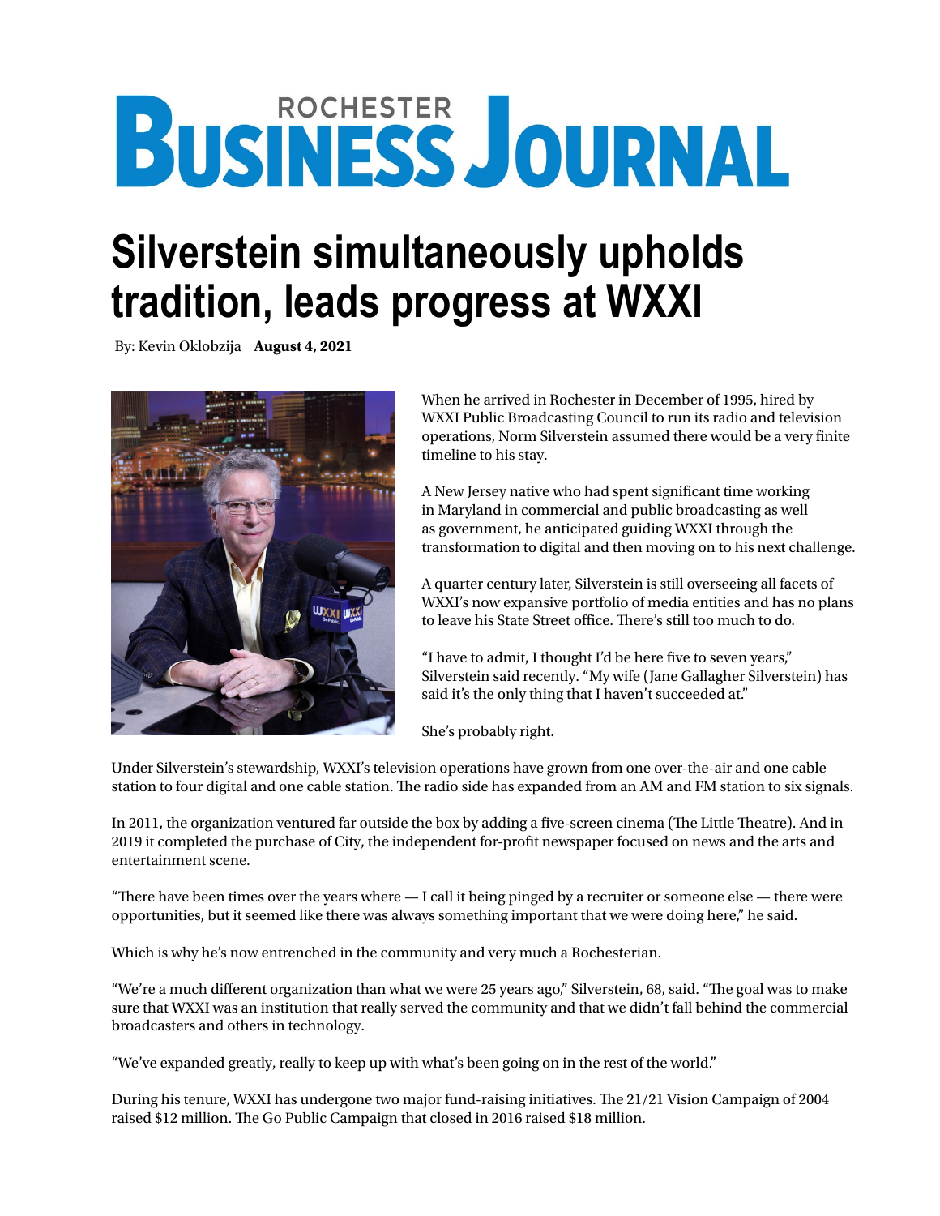# Rochester Business Journal

## Silverstein simultaneously upholds tradition, leads progress at WXXI

By: Kevin Oklobzija **August 4, 2021**

When he arrived in Rochester in December of 1995, hired by WXXI Public Broadcasting Council to run its radio and television operations, Norm Silverstein assumed there would be a very finite timeline to his stay.

A New Jersey native who had spent significant time working in Maryland in commercial and public broadcasting as well as government, he anticipated guiding WXXI through the transformation to digital and then moving on to his next challenge.

A quarter century later, Silverstein is still overseeing all facets of WXXI's now expansive portfolio of media entities and has no plans to leave his State Street office. There's still too much to do.

"I have to admit, I thought I'd be here five to seven years," Silverstein said recently. "My wife (Jane Gallagher Silverstein) has said it's the only thing that I haven't succeeded at."

She's probably right.

Under Silverstein's stewardship, WXXI's television operations have grown from one over-the-air and one cable station to four digital and one cable station. The radio side has expanded from an AM and FM station to six signals.

In 2011, the organization ventured far outside the box by adding a five-screen cinema (The Little Theatre). And in 2019 it completed the purchase of City, the independent for-profit newspaper focused on news and the arts and entertainment scene.

"There have been times over the years where — I call it being pinged by a recruiter or someone else — there were opportunities, but it seemed like there was always something important that we were doing here," he said.

Which is why he's now entrenched in the community and very much a Rochesterian.

"We're a much different organization than what we were 25 years ago," Silverstein, 68, said. "The goal was to make sure that WXXI was an institution that really served the community and that we didn't fall behind the commercial broadcasters and others in technology.

"We've expanded greatly, really to keep up with what's been going on in the rest of the world."

During his tenure, WXXI has undergone two major fund-raising initiatives. The 21/21 Vision Campaign of 2004 raised $12 million. The Go Public Campaign that closed in 2016 raised $18 million.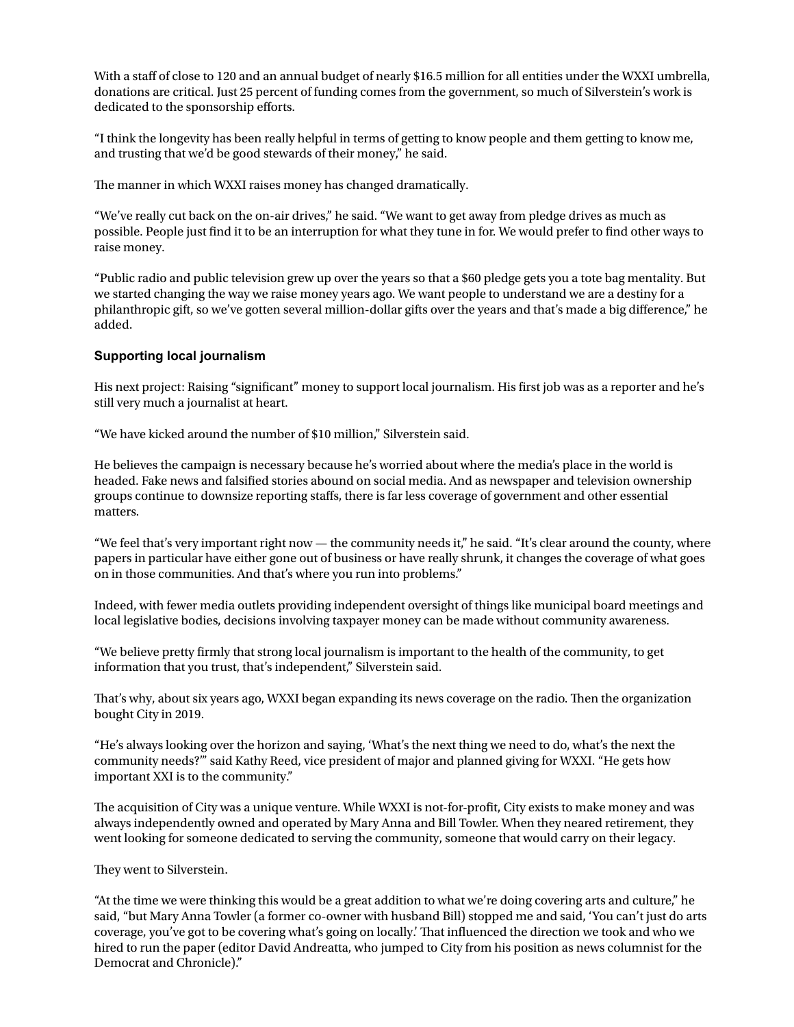With a staff of close to 120 and an annual budget of nearly $16.5 million for all entities under the WXXI umbrella, donations are critical. Just 25 percent of funding comes from the government, so much of Silverstein's work is dedicated to the sponsorship efforts.

"I think the longevity has been really helpful in terms of getting to know people and them getting to know me, and trusting that we'd be good stewards of their money," he said.

The manner in which WXXI raises money has changed dramatically.

"We've really cut back on the on-air drives," he said. "We want to get away from pledge drives as much as possible. People just find it to be an interruption for what they tune in for. We would prefer to find other ways to raise money.

"Public radio and public television grew up over the years so that a $60 pledge gets you a tote bag mentality. But we started changing the way we raise money years ago. We want people to understand we are a destiny for a philanthropic gift, so we've gotten several million-dollar gifts over the years and that's made a big difference," he added.

### Supporting local journalism

His next project: Raising "significant" money to support local journalism. His first job was as a reporter and he's still very much a journalist at heart.

"We have kicked around the number of $10 million," Silverstein said.

He believes the campaign is necessary because he's worried about where the media's place in the world is headed. Fake news and falsified stories abound on social media. And as newspaper and television ownership groups continue to downsize reporting staffs, there is far less coverage of government and other essential matters.

"We feel that's very important right now — the community needs it," he said. "It's clear around the county, where papers in particular have either gone out of business or have really shrunk, it changes the coverage of what goes on in those communities. And that's where you run into problems."

Indeed, with fewer media outlets providing independent oversight of things like municipal board meetings and local legislative bodies, decisions involving taxpayer money can be made without community awareness.

"We believe pretty firmly that strong local journalism is important to the health of the community, to get information that you trust, that's independent," Silverstein said.

That's why, about six years ago, WXXI began expanding its news coverage on the radio. Then the organization bought City in 2019.

"He's always looking over the horizon and saying, 'What's the next thing we need to do, what's the next the community needs?'" said Kathy Reed, vice president of major and planned giving for WXXI. "He gets how important XXI is to the community."

The acquisition of City was a unique venture. While WXXI is not-for-profit, City exists to make money and was always independently owned and operated by Mary Anna and Bill Towler. When they neared retirement, they went looking for someone dedicated to serving the community, someone that would carry on their legacy.

They went to Silverstein.

"At the time we were thinking this would be a great addition to what we're doing covering arts and culture," he said, "but Mary Anna Towler (a former co-owner with husband Bill) stopped me and said, 'You can't just do arts coverage, you've got to be covering what's going on locally.' That influenced the direction we took and who we hired to run the paper (editor David Andreatta, who jumped to City from his position as news columnist for the Democrat and Chronicle)."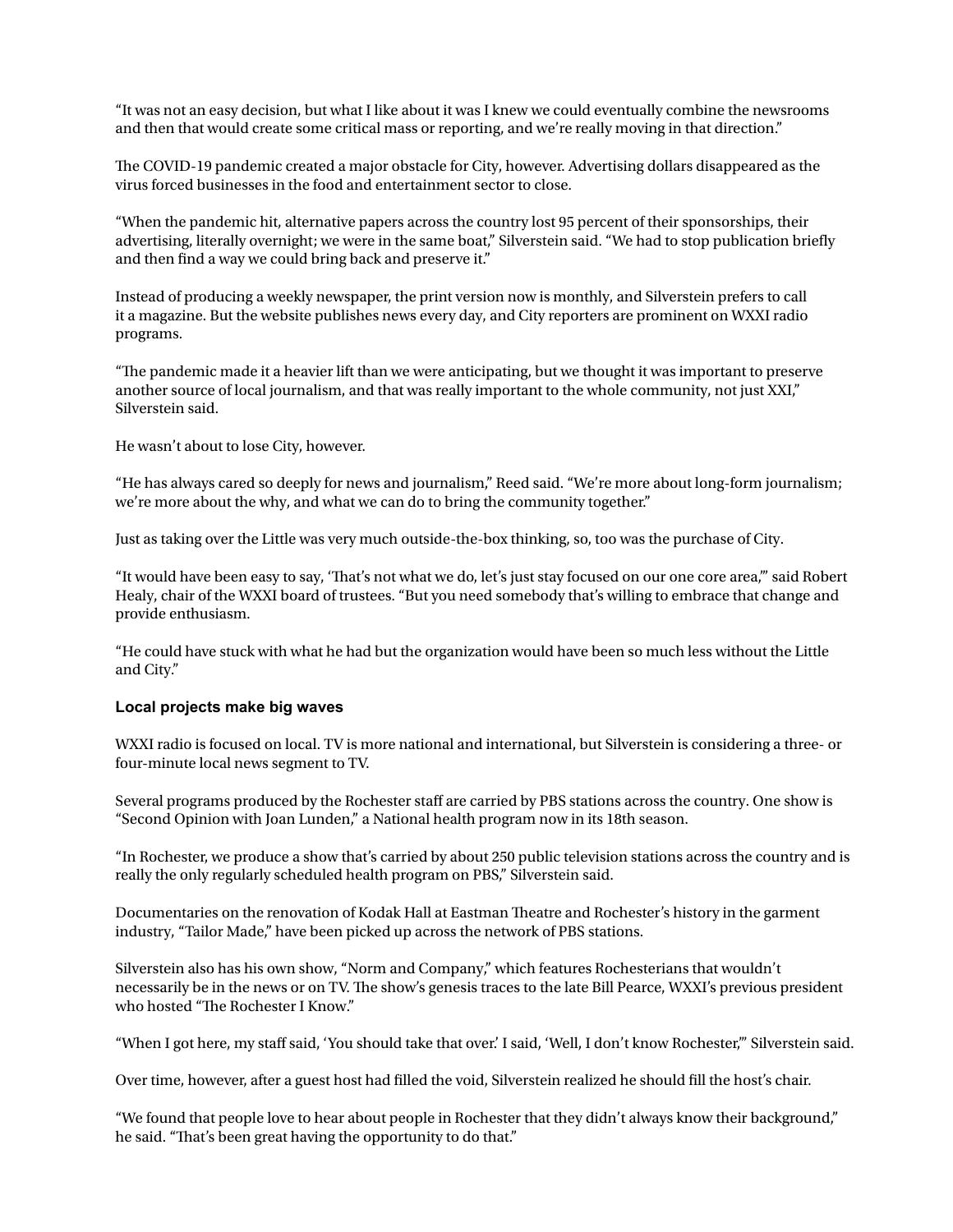"It was not an easy decision, but what I like about it was I knew we could eventually combine the newsrooms and then that would create some critical mass or reporting, and we're really moving in that direction."

The COVID-19 pandemic created a major obstacle for City, however. Advertising dollars disappeared as the virus forced businesses in the food and entertainment sector to close.

"When the pandemic hit, alternative papers across the country lost 95 percent of their sponsorships, their advertising, literally overnight; we were in the same boat," Silverstein said. "We had to stop publication briefly and then find a way we could bring back and preserve it."

Instead of producing a weekly newspaper, the print version now is monthly, and Silverstein prefers to call it a magazine. But the website publishes news every day, and City reporters are prominent on WXXI radio programs.

"The pandemic made it a heavier lift than we were anticipating, but we thought it was important to preserve another source of local journalism, and that was really important to the whole community, not just XXI," Silverstein said.

He wasn't about to lose City, however.

"He has always cared so deeply for news and journalism," Reed said. "We're more about long-form journalism; we're more about the why, and what we can do to bring the community together."

Just as taking over the Little was very much outside-the-box thinking, so, too was the purchase of City.

"It would have been easy to say, 'That's not what we do, let's just stay focused on our one core area,'" said Robert Healy, chair of the WXXI board of trustees. "But you need somebody that's willing to embrace that change and provide enthusiasm.

"He could have stuck with what he had but the organization would have been so much less without the Little and City."

### Local projects make big waves

WXXI radio is focused on local. TV is more national and international, but Silverstein is considering a three- or four-minute local news segment to TV.

Several programs produced by the Rochester staff are carried by PBS stations across the country. One show is "Second Opinion with Joan Lunden," a National health program now in its 18th season.

"In Rochester, we produce a show that's carried by about 250 public television stations across the country and is really the only regularly scheduled health program on PBS," Silverstein said.

Documentaries on the renovation of Kodak Hall at Eastman Theatre and Rochester's history in the garment industry, "Tailor Made," have been picked up across the network of PBS stations.

Silverstein also has his own show, "Norm and Company," which features Rochesterians that wouldn't necessarily be in the news or on TV. The show's genesis traces to the late Bill Pearce, WXXI's previous president who hosted "The Rochester I Know."

"When I got here, my staff said, 'You should take that over.' I said, 'Well, I don't know Rochester,'" Silverstein said.

Over time, however, after a guest host had filled the void, Silverstein realized he should fill the host's chair.

"We found that people love to hear about people in Rochester that they didn't always know their background," he said. "That's been great having the opportunity to do that."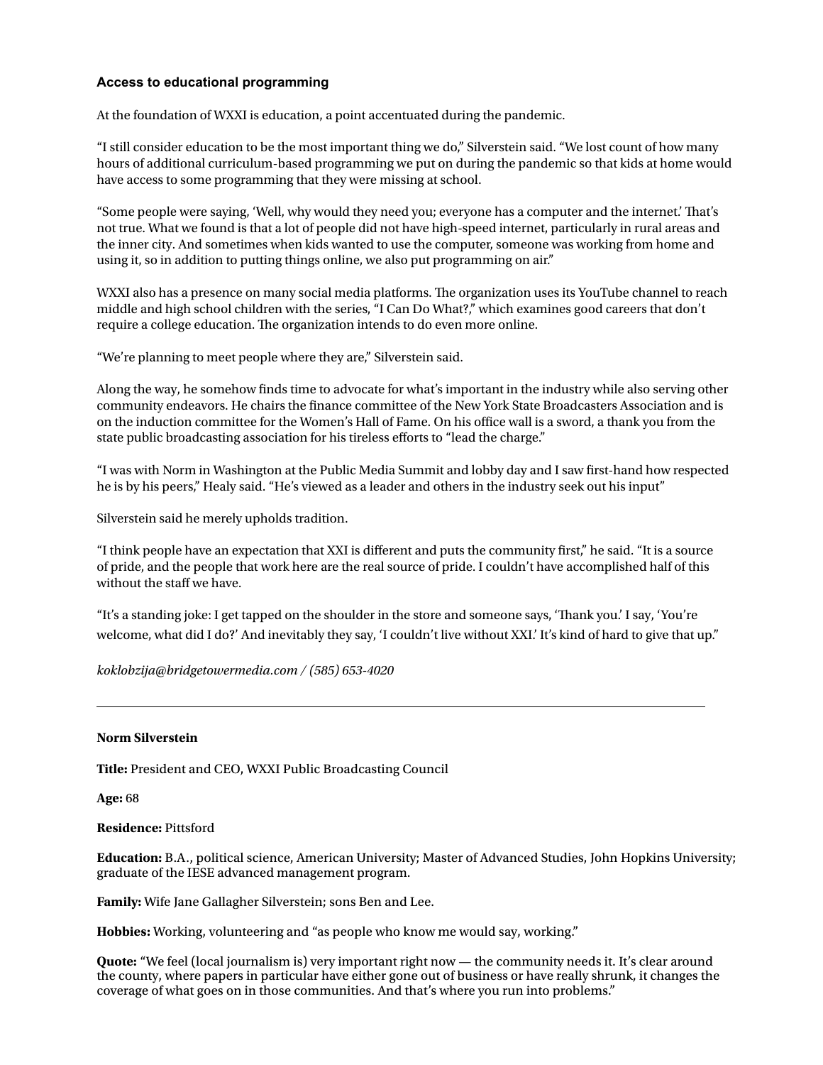### Access to educational programming

At the foundation of WXXI is education, a point accentuated during the pandemic.

"I still consider education to be the most important thing we do," Silverstein said. "We lost count of how many hours of additional curriculum-based programming we put on during the pandemic so that kids at home would have access to some programming that they were missing at school.

"Some people were saying, 'Well, why would they need you; everyone has a computer and the internet.' That's not true. What we found is that a lot of people did not have high-speed internet, particularly in rural areas and the inner city. And sometimes when kids wanted to use the computer, someone was working from home and using it, so in addition to putting things online, we also put programming on air."

WXXI also has a presence on many social media platforms. The organization uses its YouTube channel to reach middle and high school children with the series, "I Can Do What?," which examines good careers that don't require a college education. The organization intends to do even more online.

"We're planning to meet people where they are," Silverstein said.

Along the way, he somehow finds time to advocate for what's important in the industry while also serving other community endeavors. He chairs the finance committee of the New York State Broadcasters Association and is on the induction committee for the Women's Hall of Fame. On his office wall is a sword, a thank you from the state public broadcasting association for his tireless efforts to "lead the charge."

"I was with Norm in Washington at the Public Media Summit and lobby day and I saw first-hand how respected he is by his peers," Healy said. "He's viewed as a leader and others in the industry seek out his input"

Silverstein said he merely upholds tradition.

"I think people have an expectation that XXI is different and puts the community first," he said. "It is a source of pride, and the people that work here are the real source of pride. I couldn't have accomplished half of this without the staff we have.

"It's a standing joke: I get tapped on the shoulder in the store and someone says, 'Thank you.' I say, 'You're welcome, what did I do?' And inevitably they say, 'I couldn't live without XXI.' It's kind of hard to give that up."

*koklobzija@bridgetowermedia.com / (585) 653-4020*

---

**Norm Silverstein**

**Title:** President and CEO, WXXI Public Broadcasting Council

**Age:** 68

**Residence:** Pittsford

**Education:** B.A., political science, American University; Master of Advanced Studies, John Hopkins University; graduate of the IESE advanced management program.

**Family:** Wife Jane Gallagher Silverstein; sons Ben and Lee.

**Hobbies:** Working, volunteering and "as people who know me would say, working."

**Quote:** "We feel (local journalism is) very important right now — the community needs it. It's clear around the county, where papers in particular have either gone out of business or have really shrunk, it changes the coverage of what goes on in those communities. And that's where you run into problems."